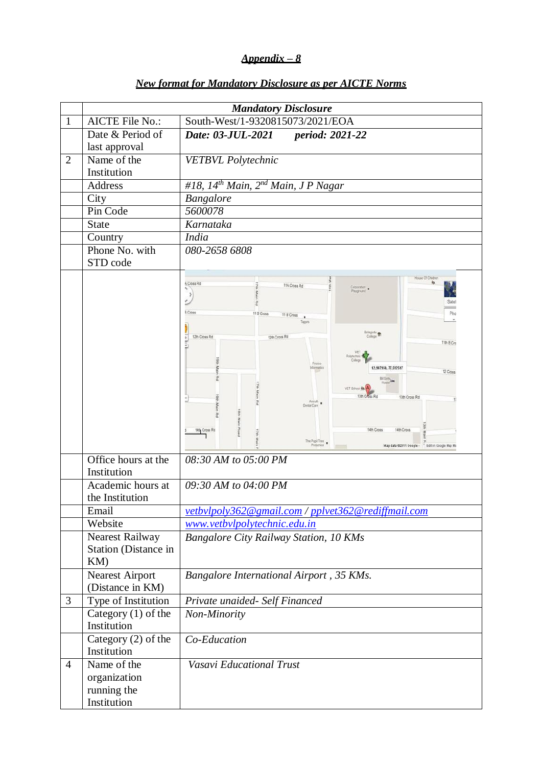## *Appendix – 8*

### *New format for Mandatory Disclosure as per AICTE Norms*

| | Mandatory Disclosure | |
|---|---|---|
| 1 | AICTE File No.: | South-West/1-9320815073/2021/EOA |
| | Date & Period of last approval | ***Date: 03-JUL-2021 period: 2021-22*** |
| 2 | Name of the Institution | *VETBVL Polytechnic* |
| | Address | *#18, 14th Main, 2nd Main, J P Nagar* |
| | City | *Bangalore* |
| | Pin Code | *5600078* |
| | State | *Karnataka* |
| | Country | *India* |
| | Phone No. with STD code | *080-2658 6808* |
| | | |
| | Office hours at the Institution | *08:30 AM to 05:00 PM* |
| | Academic hours at the Institution | *09:30 AM to 04:00 PM* |
| | Email | *vetbvlpoly362@gmail.com / pplvet362@rediffmail.com* |
| | Website | *www.vetbvlpolytechnic.edu.in* |
| | Nearest Railway Station (Distance in KM) | *Bangalore City Railway Station, 10 KMs* |
| | Nearest Airport (Distance in KM) | *Bangalore International Airport , 35 KMs.* |
| 3 | Type of Institution | *Private unaided- Self Financed* |
| | Category (1) of the Institution | *Non-Minority* |
| | Category (2) of the Institution | *Co-Education* |
| 4 | Name of the organization running the Institution | *Vasavi Educational Trust* |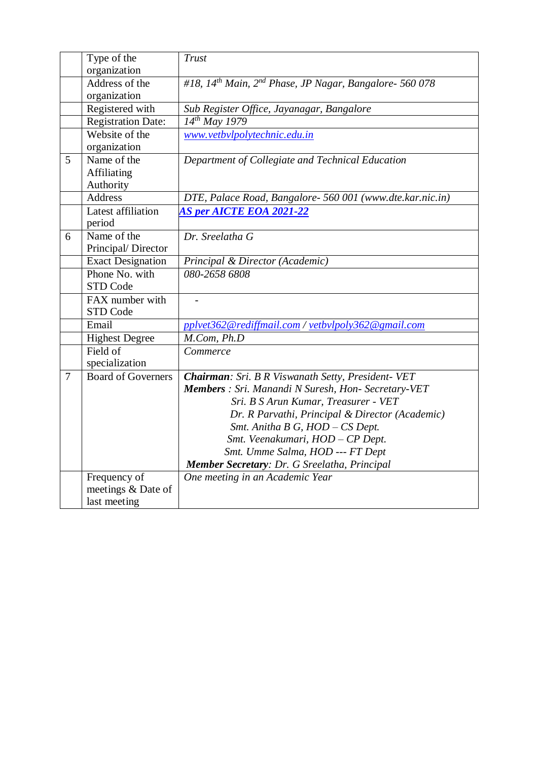|   |   |   |
|---|---|---|
|   | Type of the organization | *Trust* |
|   | Address of the organization | *#18, 14th Main, 2nd Phase, JP Nagar, Bangalore- 560 078* |
|   | Registered with | *Sub Register Office, Jayanagar, Bangalore* |
|   | Registration Date: | *14th May 1979* |
|   | Website of the organization | *www.vetbvlpolytechnic.edu.in* |
| 5 | Name of the Affiliating Authority | *Department of Collegiate and Technical Education* |
|   | Address | *DTE, Palace Road, Bangalore- 560 001 (www.dte.kar.nic.in)* |
|   | Latest affiliation period | ***AS per AICTE EOA 2021-22*** |
| 6 | Name of the Principal/ Director | *Dr. Sreelatha G* |
|   | Exact Designation | *Principal & Director (Academic)* |
|   | Phone No. with STD Code | *080-2658 6808* |
|   | FAX number with STD Code | - |
|   | Email | *pplvet362@rediffmail.com / vetbvlpoly362@gmail.com* |
|   | Highest Degree | *M.Com, Ph.D* |
|   | Field of specialization | *Commerce* |
| 7 | Board of Governers | ***Chairman**: Sri. B R Viswanath Setty, President- VET*<br>***Members** : Sri. Manandi N Suresh, Hon- Secretary-VET*<br>*Sri. B S Arun Kumar, Treasurer - VET*<br>*Dr. R Parvathi, Principal & Director (Academic)*<br>*Smt. Anitha B G, HOD – CS Dept.*<br>*Smt. Veenakumari, HOD – CP Dept.*<br>*Smt. Umme Salma, HOD --- FT Dept*<br>***Member Secretary**: Dr. G Sreelatha, Principal* |
|   | Frequency of meetings & Date of last meeting | *One meeting in an Academic Year* |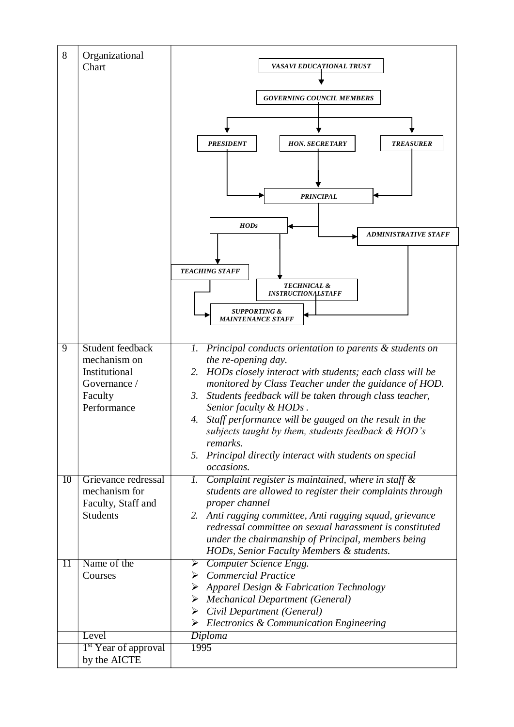| 8 | Organizational Chart | *VASAVI EDUCATIONAL TRUST* → *GOVERNING COUNCIL MEMBERS* → *PRESIDENT*, *HON. SECRETARY*, *TREASURER* → *PRINCIPAL* → *HODs*, *ADMINISTRATIVE STAFF*; *HODs* → *TEACHING STAFF*, *TECHNICAL & INSTRUCTIONALSTAFF*; *TEACHING STAFF*, *TECHNICAL & INSTRUCTIONALSTAFF*, *ADMINISTRATIVE STAFF* → *SUPPORTING & MAINTENANCE STAFF* |
|---|---|---|
| 9 | Student feedback mechanism on Institutional Governance / Faculty Performance | 1. *Principal conducts orientation to parents & students on the re-opening day.*<br>2. *HODs closely interact with students; each class will be monitored by Class Teacher under the guidance of HOD.*<br>3. *Students feedback will be taken through class teacher, Senior faculty & HODs .*<br>4. *Staff performance will be gauged on the result in the subjects taught by them, students feedback & HOD's remarks.*<br>5. *Principal directly interact with students on special occasions.* |
| 10 | Grievance redressal mechanism for Faculty, Staff and Students | 1. *Complaint register is maintained, where in staff & students are allowed to register their complaints through proper channel*<br>2. *Anti ragging committee, Anti ragging squad, grievance redressal committee on sexual harassment is constituted under the chairmanship of Principal, members being HODs, Senior Faculty Members & students.* |
| 11 | Name of the Courses | ➢ *Computer Science Engg.*<br>➢ *Commercial Practice*<br>➢ *Apparel Design & Fabrication Technology*<br>➢ *Mechanical Department (General)*<br>➢ *Civil Department (General)*<br>➢ *Electronics & Communication Engineering* |
| | Level | *Diploma* |
| | 1st Year of approval by the AICTE | 1995 |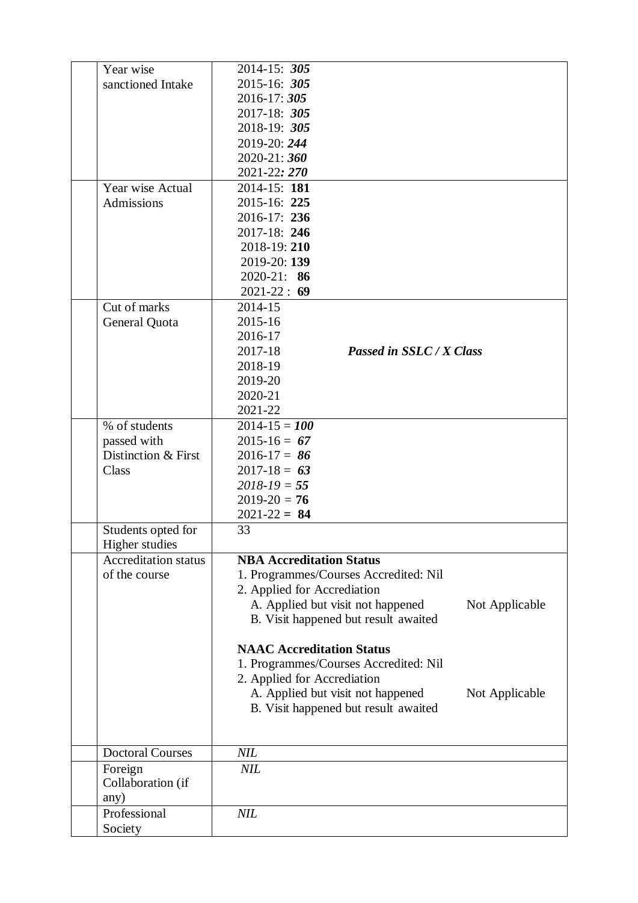| | | |
|---|---|---|
| | Year wise sanctioned Intake | 2014-15: ***305***<br>2015-16: ***305***<br>2016-17: ***305***<br>2017-18: ***305***<br>2018-19: ***305***<br>2019-20: ***244***<br>2020-21: ***360***<br>2021-22***: 270*** |
| | Year wise Actual Admissions | 2014-15: **181**<br>2015-16: **225**<br>2016-17: **236**<br>2017-18: **246**<br>2018-19: **210**<br>2019-20: **139**<br>2020-21: **86**<br>2021-22 : **69** |
| | Cut of marks General Quota | 2014-15<br>2015-16<br>2016-17<br>2017-18 ***Passed in SSLC / X Class***<br>2018-19<br>2019-20<br>2020-21<br>2021-22 |
| | % of students passed with Distinction & First Class | 2014-15 = ***100***<br>2015-16 = ***67***<br>2016-17 = ***86***<br>2017-18 = ***63***<br>*2018-19* = ***55***<br>2019-20 = **76**<br>2021-22 **= 84** |
| | Students opted for Higher studies | 33 |
| | Accreditation status of the course | **NBA Accreditation Status**<br>1. Programmes/Courses Accredited: Nil<br>2. Applied for Accrediation<br>A. Applied but visit not happened Not Applicable<br>B. Visit happened but result awaited<br><br>**NAAC Accreditation Status**<br>1. Programmes/Courses Accredited: Nil<br>2. Applied for Accrediation<br>A. Applied but visit not happened Not Applicable<br>B. Visit happened but result awaited |
| | Doctoral Courses | *NIL* |
| | Foreign Collaboration (if any) | *NIL* |
| | Professional Society | *NIL* |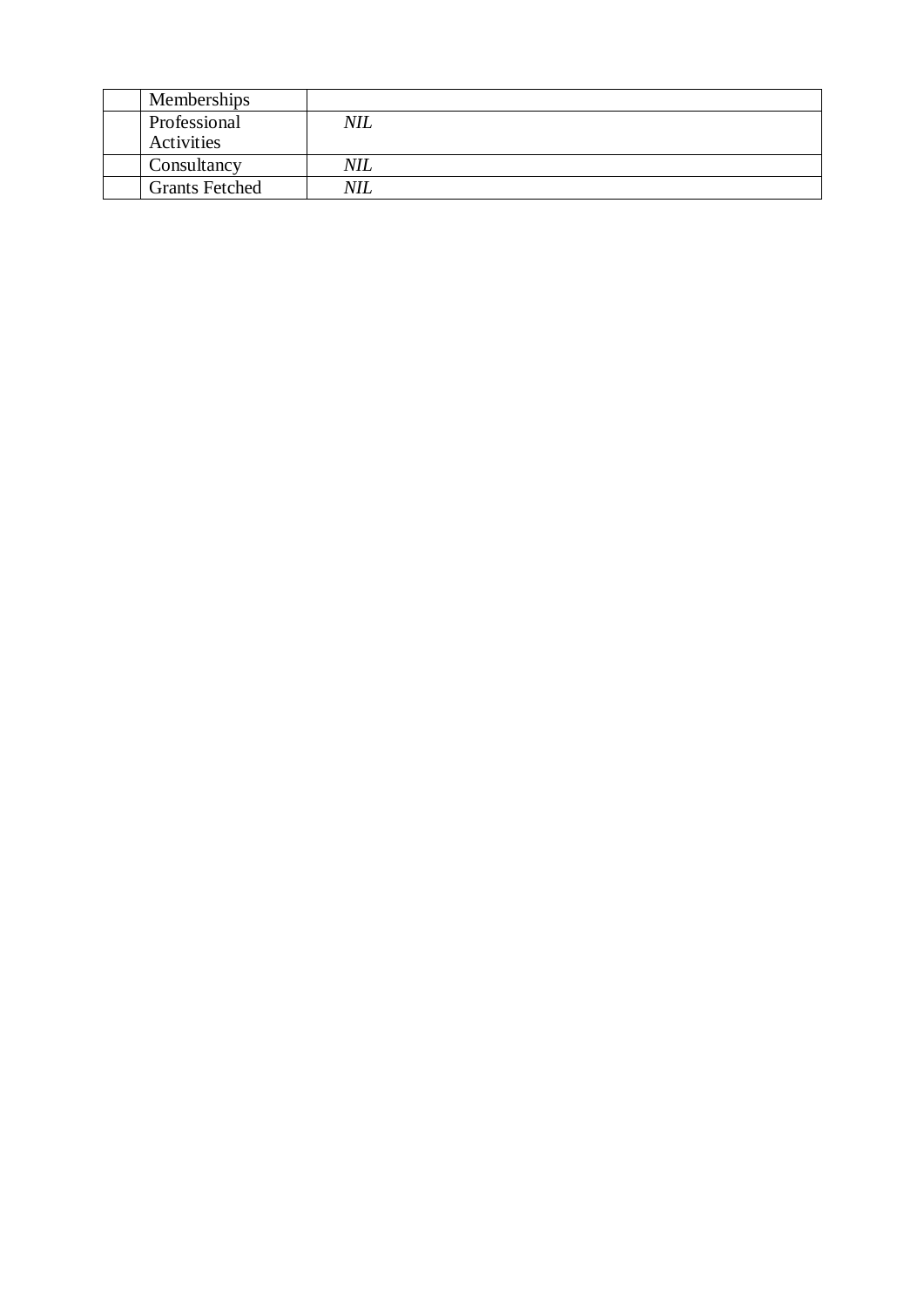| | | |
|---|---|---|
| | Memberships | |
| | Professional Activities | *NIL* |
| | Consultancy | *NIL* |
| | Grants Fetched | *NIL* |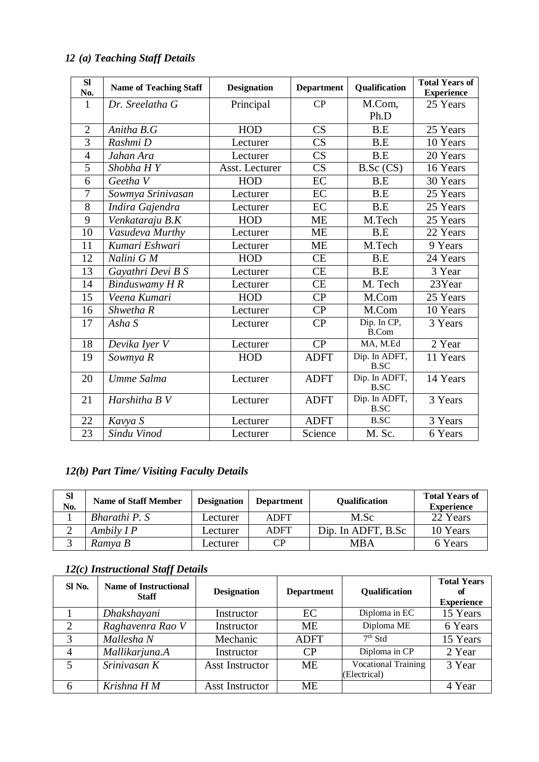### *12 (a) Teaching Staff Details*

| Sl No. | Name of Teaching Staff | Designation | Department | Qualification | Total Years of Experience |
|---|---|---|---|---|---|
| 1 | *Dr. Sreelatha G* | Principal | CP | M.Com, Ph.D | 25 Years |
| 2 | *Anitha B.G* | HOD | CS | B.E | 25 Years |
| 3 | *Rashmi D* | Lecturer | CS | B.E | 10 Years |
| 4 | *Jahan Ara* | Lecturer | CS | B.E | 20 Years |
| 5 | *Shobha H Y* | Asst. Lecturer | CS | B.Sc (CS) | 16 Years |
| 6 | *Geetha V* | HOD | EC | B.E | 30 Years |
| 7 | *Sowmya Srinivasan* | Lecturer | EC | B.E | 25 Years |
| 8 | *Indira Gajendra* | Lecturer | EC | B.E | 25 Years |
| 9 | *Venkataraju B.K* | HOD | ME | M.Tech | 25 Years |
| 10 | *Vasudeva Murthy* | Lecturer | ME | B.E | 22 Years |
| 11 | *Kumari Eshwari* | Lecturer | ME | M.Tech | 9 Years |
| 12 | *Nalini G M* | HOD | CE | B.E | 24 Years |
| 13 | *Gayathri Devi B S* | Lecturer | CE | B.E | 3 Year |
| 14 | *Binduswamy H R* | Lecturer | CE | M. Tech | 23Year |
| 15 | *Veena Kumari* | HOD | CP | M.Com | 25 Years |
| 16 | *Shwetha R* | Lecturer | CP | M.Com | 10 Years |
| 17 | *Asha S* | Lecturer | CP | Dip. In CP, B.Com | 3 Years |
| 18 | *Devika Iyer V* | Lecturer | CP | MA, M.Ed | 2 Year |
| 19 | *Sowmya R* | HOD | ADFT | Dip. In ADFT, B.SC | 11 Years |
| 20 | *Umme Salma* | Lecturer | ADFT | Dip. In ADFT, B.SC | 14 Years |
| 21 | *Harshitha B V* | Lecturer | ADFT | Dip. In ADFT, B.SC | 3 Years |
| 22 | *Kavya S* | Lecturer | ADFT | B.SC | 3 Years |
| 23 | *Sindu Vinod* | Lecturer | Science | M. Sc. | 6 Years |

### *12(b) Part Time/ Visiting Faculty Details*

| Sl No. | Name of Staff Member | Designation | Department | Qualification | Total Years of Experience |
|---|---|---|---|---|---|
| 1 | *Bharathi P. S* | Lecturer | ADFT | M.Sc | 22 Years |
| 2 | *Ambily I P* | Lecturer | ADFT | Dip. In ADFT, B.Sc | 10 Years |
| 3 | *Ramya B* | Lecturer | CP | MBA | 6 Years |

### *12(c) Instructional Staff Details*

| Sl No. | Name of Instructional Staff | Designation | Department | Qualification | Total Years of Experience |
|---|---|---|---|---|---|
| 1 | *Dhakshayani* | Instructor | EC | Diploma in EC | 15 Years |
| 2 | *Raghavenra Rao V* | Instructor | ME | Diploma ME | 6 Years |
| 3 | *Mallesha N* | Mechanic | ADFT | 7th Std | 15 Years |
| 4 | *Mallikarjuna.A* | Instructor | CP | Diploma in CP | 2 Year |
| 5 | *Srinivasan K* | Asst Instructor | ME | Vocational Training (Electrical) | 3 Year |
| 6 | *Krishna H M* | Asst Instructor | ME | | 4 Year |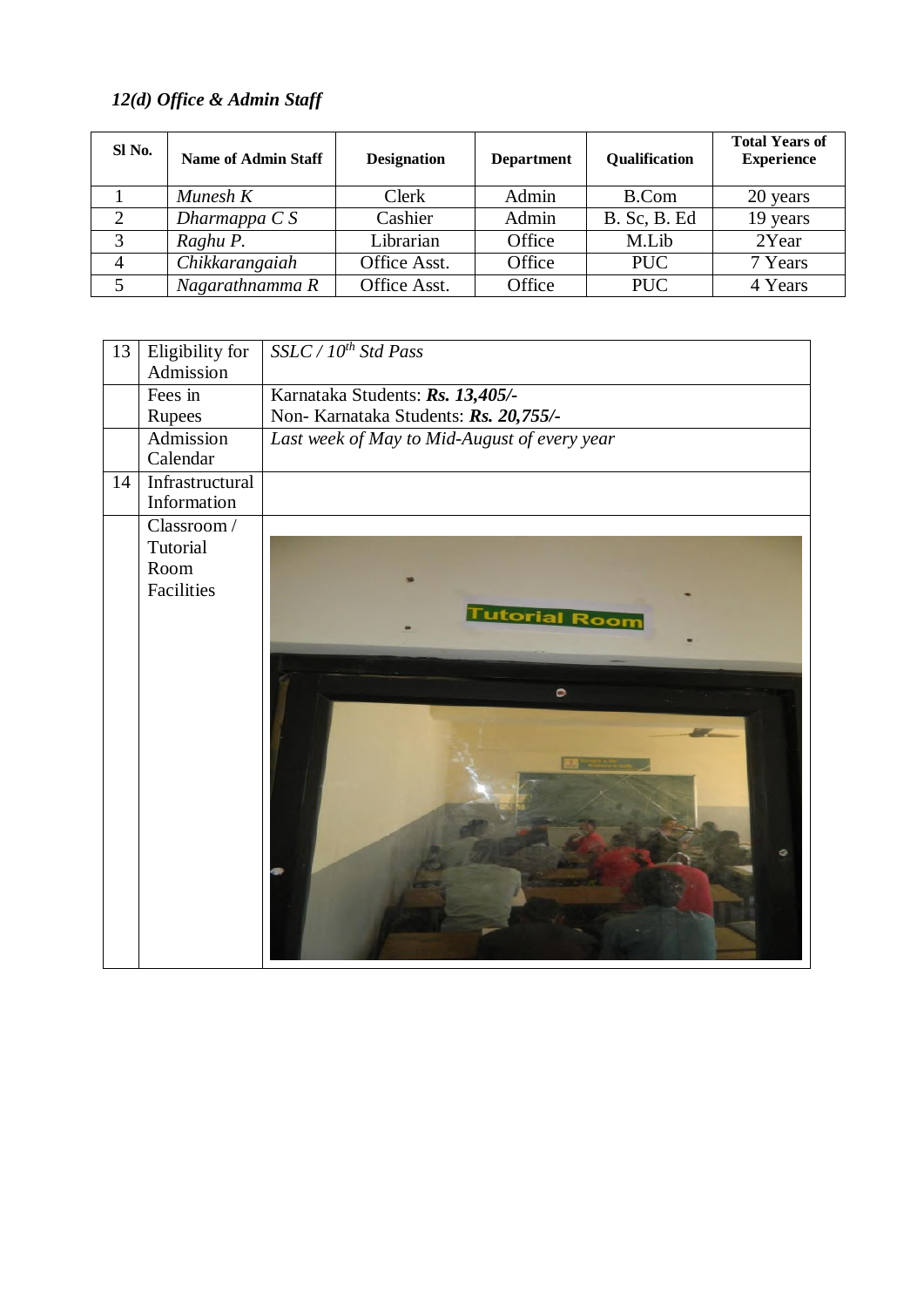### *12(d) Office & Admin Staff*

| Sl No. | Name of Admin Staff | Designation | Department | Qualification | Total Years of Experience |
|---|---|---|---|---|---|
| 1 | *Munesh K* | Clerk | Admin | B.Com | 20 years |
| 2 | *Dharmappa C S* | Cashier | Admin | B. Sc, B. Ed | 19 years |
| 3 | *Raghu P.* | Librarian | Office | M.Lib | 2Year |
| 4 | *Chikkarangaiah* | Office Asst. | Office | PUC | 7 Years |
| 5 | *Nagarathnamma R* | Office Asst. | Office | PUC | 4 Years |

| | | |
|---|---|---|
| 13 | Eligibility for Admission | *SSLC / 10th Std Pass* |
| | Fees in Rupees | Karnataka Students: ***Rs. 13,405/-*** <br> Non- Karnataka Students: ***Rs. 20,755/-*** |
| | Admission Calendar | *Last week of May to Mid-August of every year* |
| 14 | Infrastructural Information | |
| | Classroom / Tutorial Room Facilities | |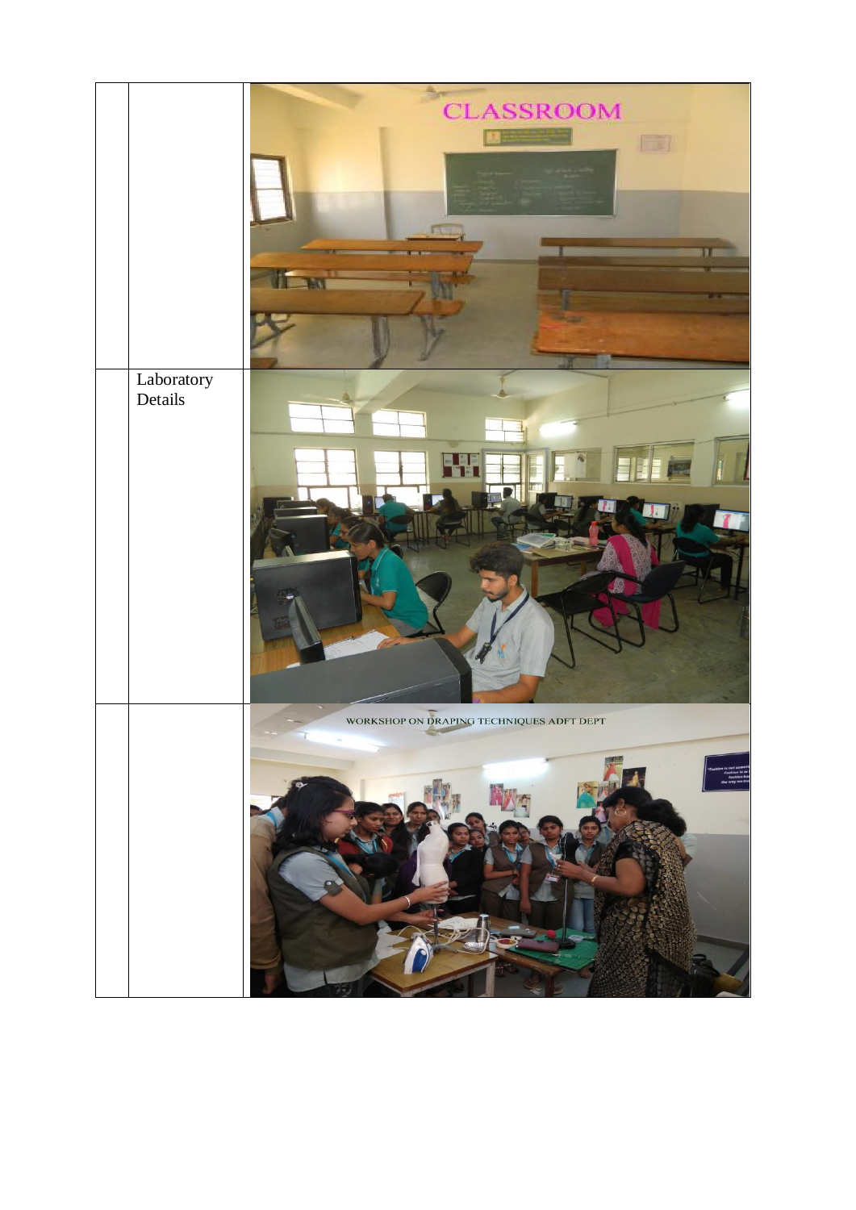| | | |
|---|---|---|
| | | CLASSROOM |
| | Laboratory Details | |
| | | WORKSHOP ON DRAPING TECHNIQUES ADFT DEPT |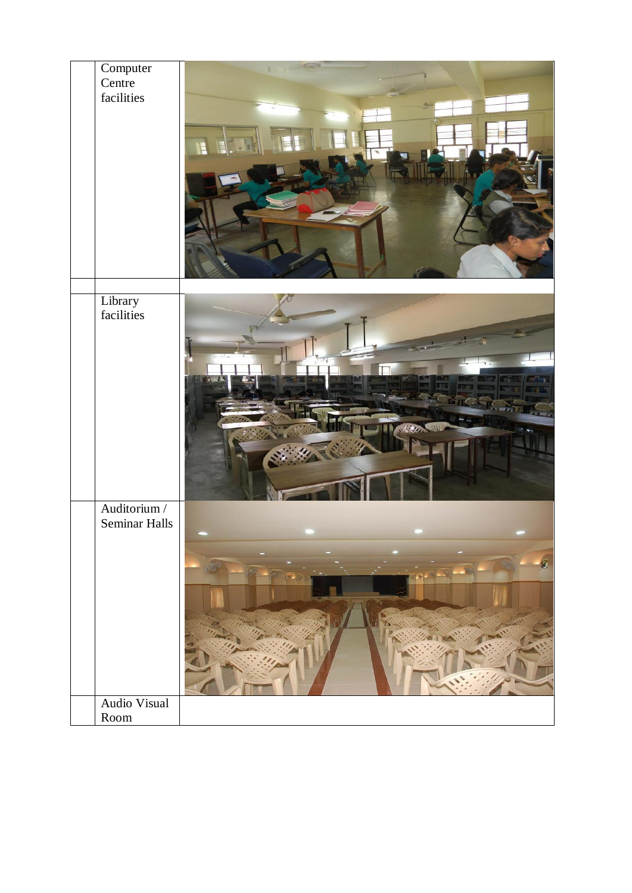|  | Computer Centre facilities |  |
| --- | --- | --- |
|  |  |  |
|  | Library facilities |  |
|  | Auditorium / Seminar Halls |  |
|  | Audio Visual Room |  |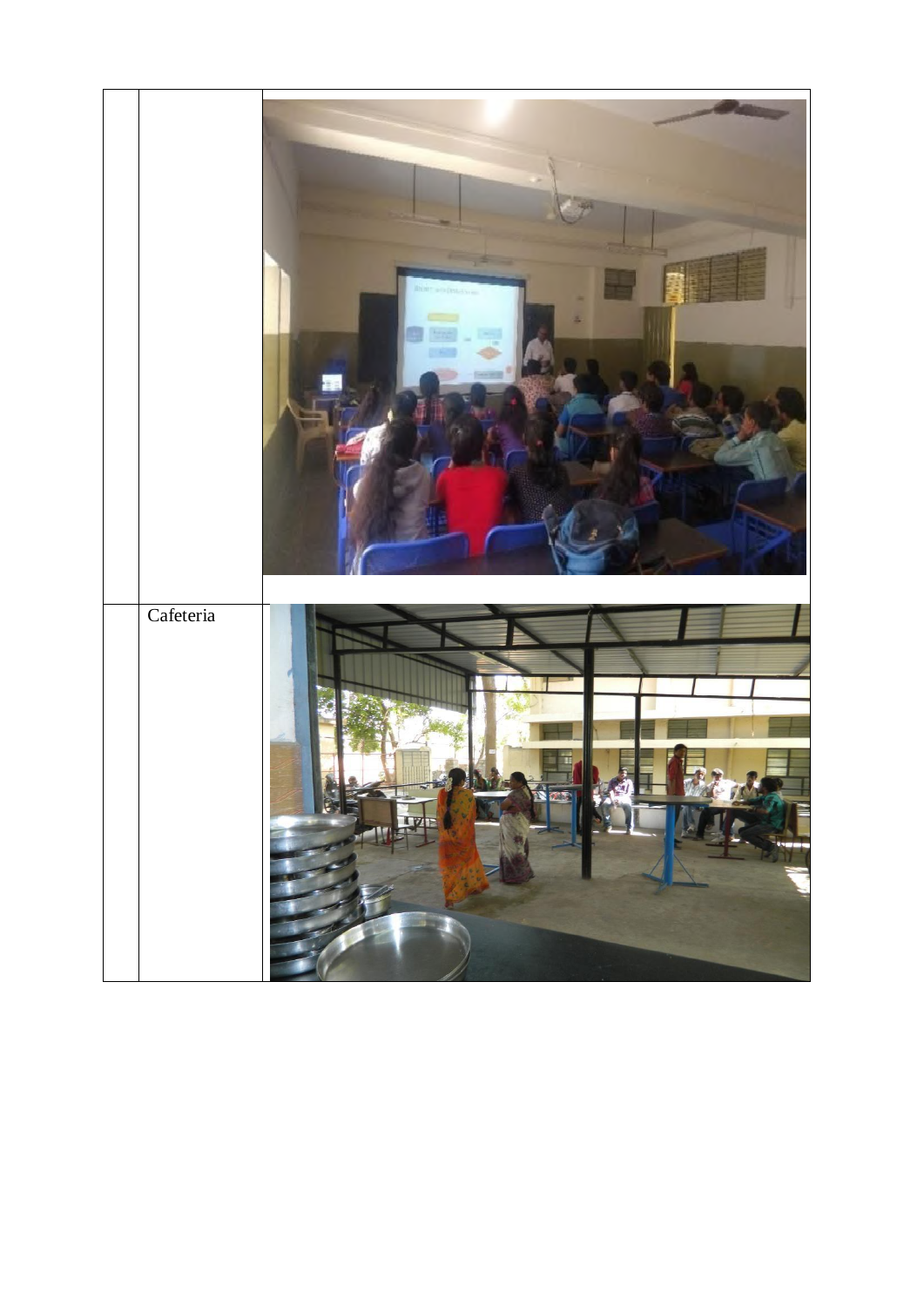| | | |
|---|---|---|
| | | |
| | Cafeteria | |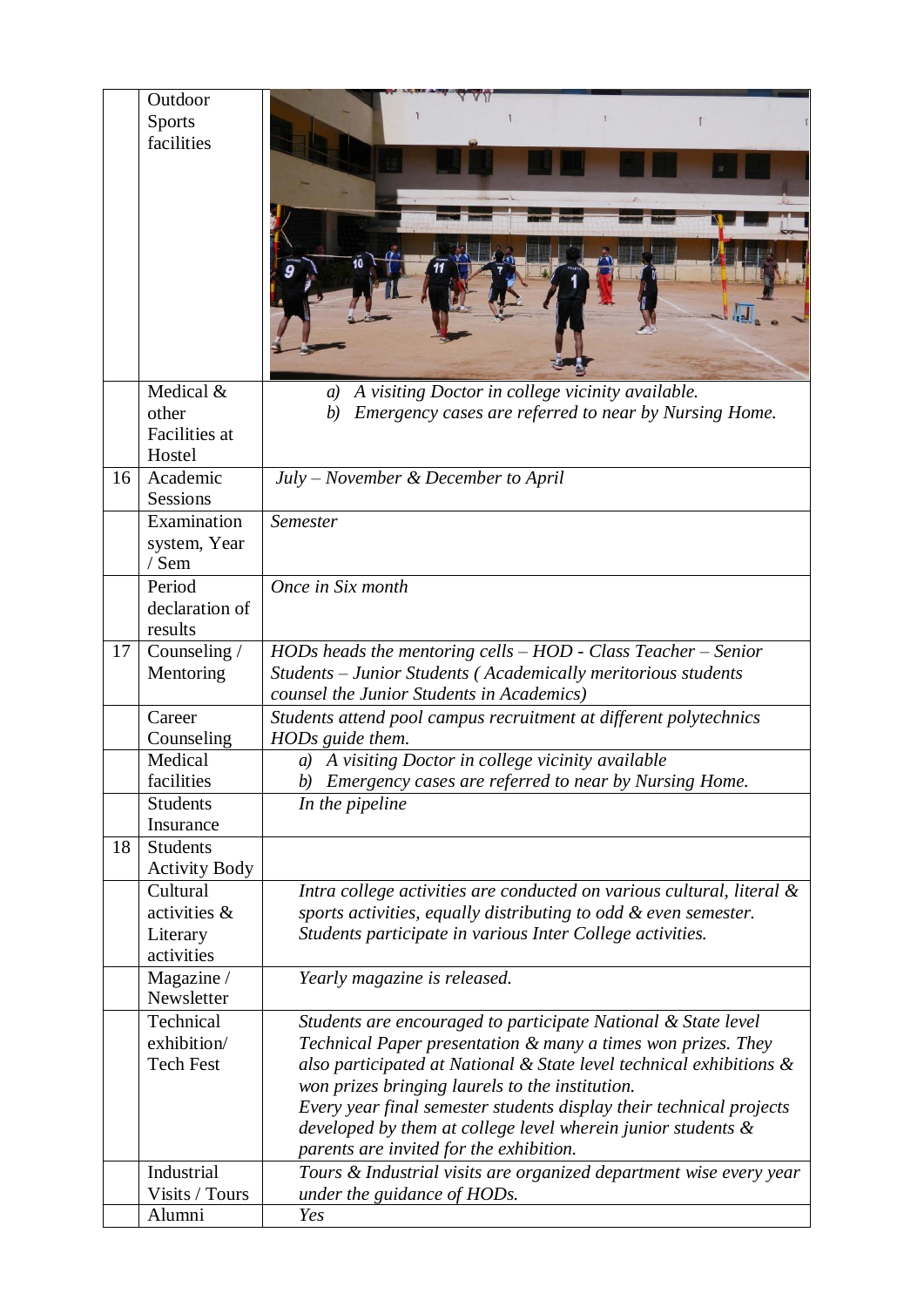|  |  |  |
|---|---|---|
|  | Outdoor Sports facilities |  |
|  | Medical & other Facilities at Hostel | *a) A visiting Doctor in college vicinity available.* *b) Emergency cases are referred to near by Nursing Home.* |
| 16 | Academic Sessions | *July – November & December to April* |
|  | Examination system, Year / Sem | *Semester* |
|  | Period declaration of results | *Once in Six month* |
| 17 | Counseling / Mentoring | *HODs heads the mentoring cells – HOD - Class Teacher – Senior Students – Junior Students ( Academically meritorious students counsel the Junior Students in Academics)* |
|  | Career Counseling | *Students attend pool campus recruitment at different polytechnics HODs guide them.* |
|  | Medical facilities | *a) A visiting Doctor in college vicinity available* *b) Emergency cases are referred to near by Nursing Home.* |
|  | Students Insurance | *In the pipeline* |
| 18 | Students Activity Body |  |
|  | Cultural activities & Literary activities | *Intra college activities are conducted on various cultural, literal & sports activities, equally distributing to odd & even semester. Students participate in various Inter College activities.* |
|  | Magazine / Newsletter | *Yearly magazine is released.* |
|  | Technical exhibition/ Tech Fest | *Students are encouraged to participate National & State level Technical Paper presentation & many a times won prizes. They also participated at National & State level technical exhibitions & won prizes bringing laurels to the institution.* *Every year final semester students display their technical projects developed by them at college level wherein junior students & parents are invited for the exhibition.* |
|  | Industrial Visits / Tours | *Tours & Industrial visits are organized department wise every year under the guidance of HODs.* |
|  | Alumni | *Yes* |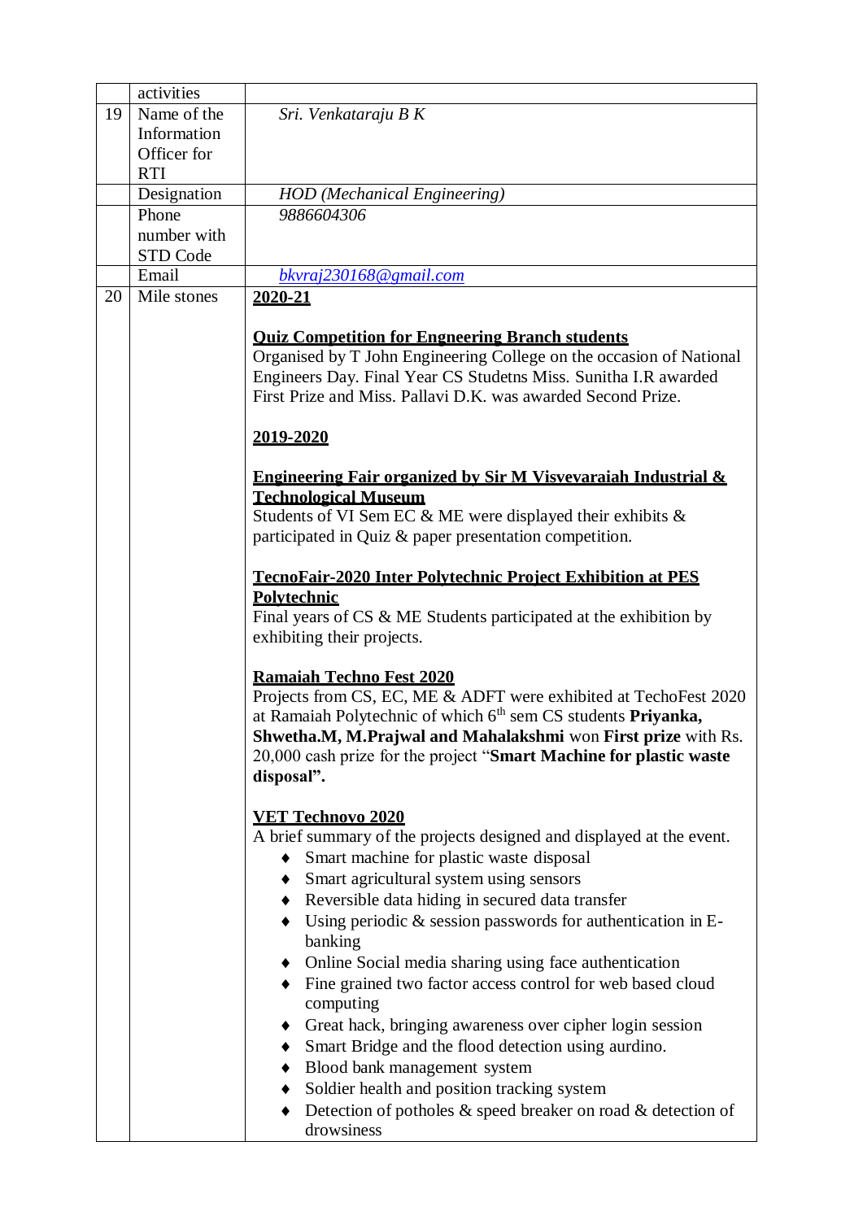|  | activities |  |
|---|---|---|
| 19 | Name of the Information Officer for RTI | *Sri. Venkataraju B K* |
|  | Designation | *HOD (Mechanical Engineering)* |
|  | Phone number with STD Code | *9886604306* |
|  | Email | *bkvraj230168@gmail.com* |
| 20 | Mile stones | **2020-21**<br><br>**Quiz Competition for Engneering Branch students**<br>Organised by T John Engineering College on the occasion of National Engineers Day. Final Year CS Studetns Miss. Sunitha I.R awarded First Prize and Miss. Pallavi D.K. was awarded Second Prize.<br><br>**2019-2020**<br><br>**Engineering Fair organized by Sir M Visvevaraiah Industrial & Technological Museum**<br>Students of VI Sem EC & ME were displayed their exhibits & participated in Quiz & paper presentation competition.<br><br>**TecnoFair-2020 Inter Polytechnic Project Exhibition at PES Polytechnic**<br>Final years of CS & ME Students participated at the exhibition by exhibiting their projects.<br><br>**Ramaiah Techno Fest 2020**<br>Projects from CS, EC, ME & ADFT were exhibited at TechoFest 2020 at Ramaiah Polytechnic of which 6th sem CS students **Priyanka, Shwetha.M, M.Prajwal and Mahalakshmi** won **First prize** with Rs. 20,000 cash prize for the project "**Smart Machine for plastic waste disposal".**<br><br>**VET Technovo 2020**<br>A brief summary of the projects designed and displayed at the event.<br>♦ Smart machine for plastic waste disposal<br>♦ Smart agricultural system using sensors<br>♦ Reversible data hiding in secured data transfer<br>♦ Using periodic & session passwords for authentication in E-banking<br>♦ Online Social media sharing using face authentication<br>♦ Fine grained two factor access control for web based cloud computing<br>♦ Great hack, bringing awareness over cipher login session<br>♦ Smart Bridge and the flood detection using aurdino.<br>♦ Blood bank management system<br>♦ Soldier health and position tracking system<br>♦ Detection of potholes & speed breaker on road & detection of drowsiness |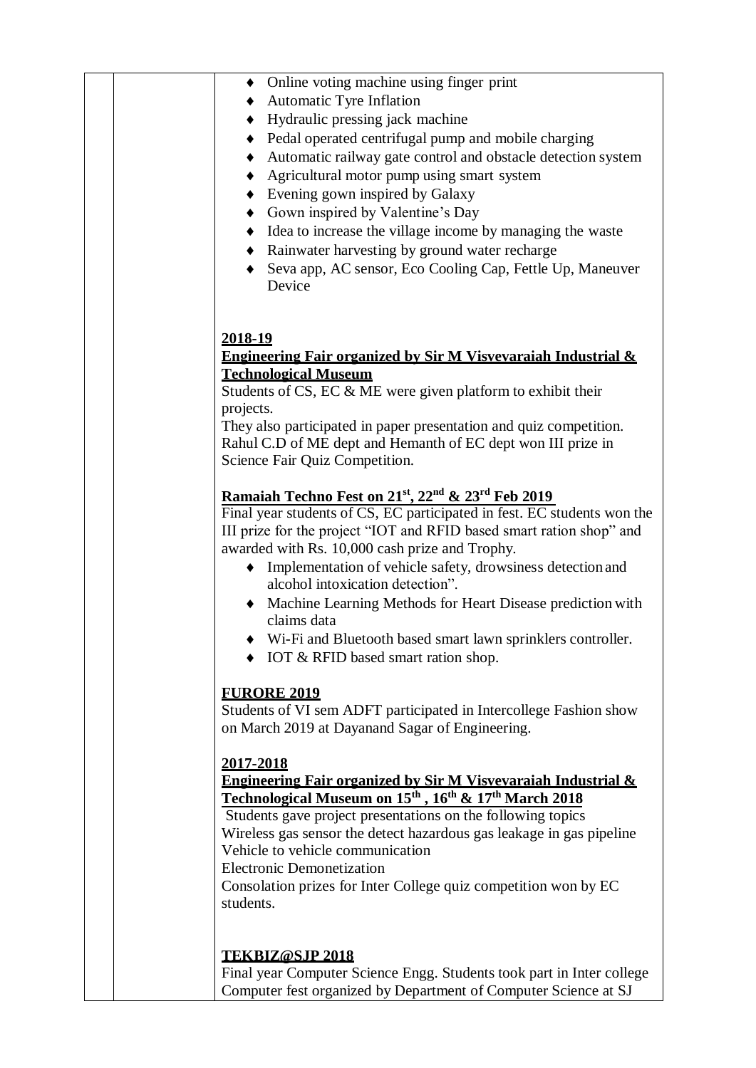| | | |
|---|---|---|
| | | ♦ Online voting machine using finger print<br>♦ Automatic Tyre Inflation<br>♦ Hydraulic pressing jack machine<br>♦ Pedal operated centrifugal pump and mobile charging<br>♦ Automatic railway gate control and obstacle detection system<br>♦ Agricultural motor pump using smart system<br>♦ Evening gown inspired by Galaxy<br>♦ Gown inspired by Valentine's Day<br>♦ Idea to increase the village income by managing the waste<br>♦ Rainwater harvesting by ground water recharge<br>♦ Seva app, AC sensor, Eco Cooling Cap, Fettle Up, Maneuver Device<br><br>**2018-19**<br>**Engineering Fair organized by Sir M Visvevaraiah Industrial & Technological Museum**<br>Students of CS, EC & ME were given platform to exhibit their projects.<br>They also participated in paper presentation and quiz competition. Rahul C.D of ME dept and Hemanth of EC dept won III prize in Science Fair Quiz Competition.<br><br>**Ramaiah Techno Fest on 21st, 22nd & 23rd Feb 2019**<br>Final year students of CS, EC participated in fest. EC students won the III prize for the project "IOT and RFID based smart ration shop" and awarded with Rs. 10,000 cash prize and Trophy.<br>♦ Implementation of vehicle safety, drowsiness detection and alcohol intoxication detection".<br>♦ Machine Learning Methods for Heart Disease prediction with claims data<br>♦ Wi-Fi and Bluetooth based smart lawn sprinklers controller.<br>♦ IOT & RFID based smart ration shop.<br><br>**FURORE 2019**<br>Students of VI sem ADFT participated in Intercollege Fashion show on March 2019 at Dayanand Sagar of Engineering.<br><br>**2017-2018**<br>**Engineering Fair organized by Sir M Visvevaraiah Industrial & Technological Museum on 15th , 16th & 17th March 2018**<br>Students gave project presentations on the following topics<br>Wireless gas sensor the detect hazardous gas leakage in gas pipeline<br>Vehicle to vehicle communication<br>Electronic Demonetization<br>Consolation prizes for Inter College quiz competition won by EC students.<br><br>**TEKBIZ@SJP 2018**<br>Final year Computer Science Engg. Students took part in Inter college Computer fest organized by Department of Computer Science at SJ |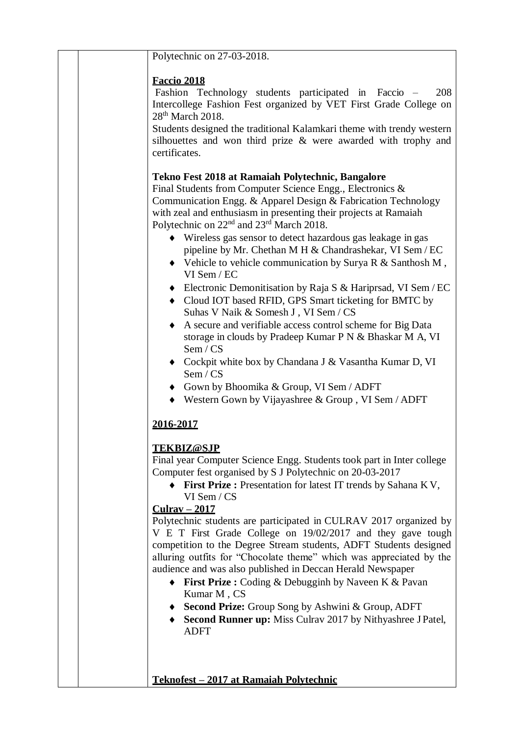Polytechnic on 27-03-2018.

**Faccio 2018**

Fashion Technology students participated in Faccio – 208 Intercollege Fashion Fest organized by VET First Grade College on 28th March 2018.

Students designed the traditional Kalamkari theme with trendy western silhouettes and won third prize & were awarded with trophy and certificates.

**Tekno Fest 2018 at Ramaiah Polytechnic, Bangalore**

Final Students from Computer Science Engg., Electronics & Communication Engg. & Apparel Design & Fabrication Technology with zeal and enthusiasm in presenting their projects at Ramaiah Polytechnic on 22nd and 23rd March 2018.

- Wireless gas sensor to detect hazardous gas leakage in gas pipeline by Mr. Chethan M H & Chandrashekar, VI Sem / EC
- Vehicle to vehicle communication by Surya R & Santhosh M , VI Sem / EC
- Electronic Demonitisation by Raja S & Hariprsad, VI Sem / EC
- Cloud IOT based RFID, GPS Smart ticketing for BMTC by Suhas V Naik & Somesh J , VI Sem / CS
- A secure and verifiable access control scheme for Big Data storage in clouds by Pradeep Kumar P N & Bhaskar M A, VI Sem / CS
- Cockpit white box by Chandana J & Vasantha Kumar D, VI Sem / CS
- Gown by Bhoomika & Group, VI Sem / ADFT
- Western Gown by Vijayashree & Group , VI Sem / ADFT

**2016-2017**

**TEKBIZ@SJP**

Final year Computer Science Engg. Students took part in Inter college Computer fest organised by S J Polytechnic on 20-03-2017

- **First Prize :** Presentation for latest IT trends by Sahana K V, VI Sem / CS

**Culrav – 2017**

Polytechnic students are participated in CULRAV 2017 organized by V E T First Grade College on 19/02/2017 and they gave tough competition to the Degree Stream students, ADFT Students designed alluring outfits for "Chocolate theme" which was appreciated by the audience and was also published in Deccan Herald Newspaper

- **First Prize :** Coding & Debugginh by Naveen K & Pavan Kumar M , CS
- **Second Prize:** Group Song by Ashwini & Group, ADFT
- **Second Runner up:** Miss Culrav 2017 by Nithyashree J Patel, ADFT

**Teknofest – 2017 at Ramaiah Polytechnic**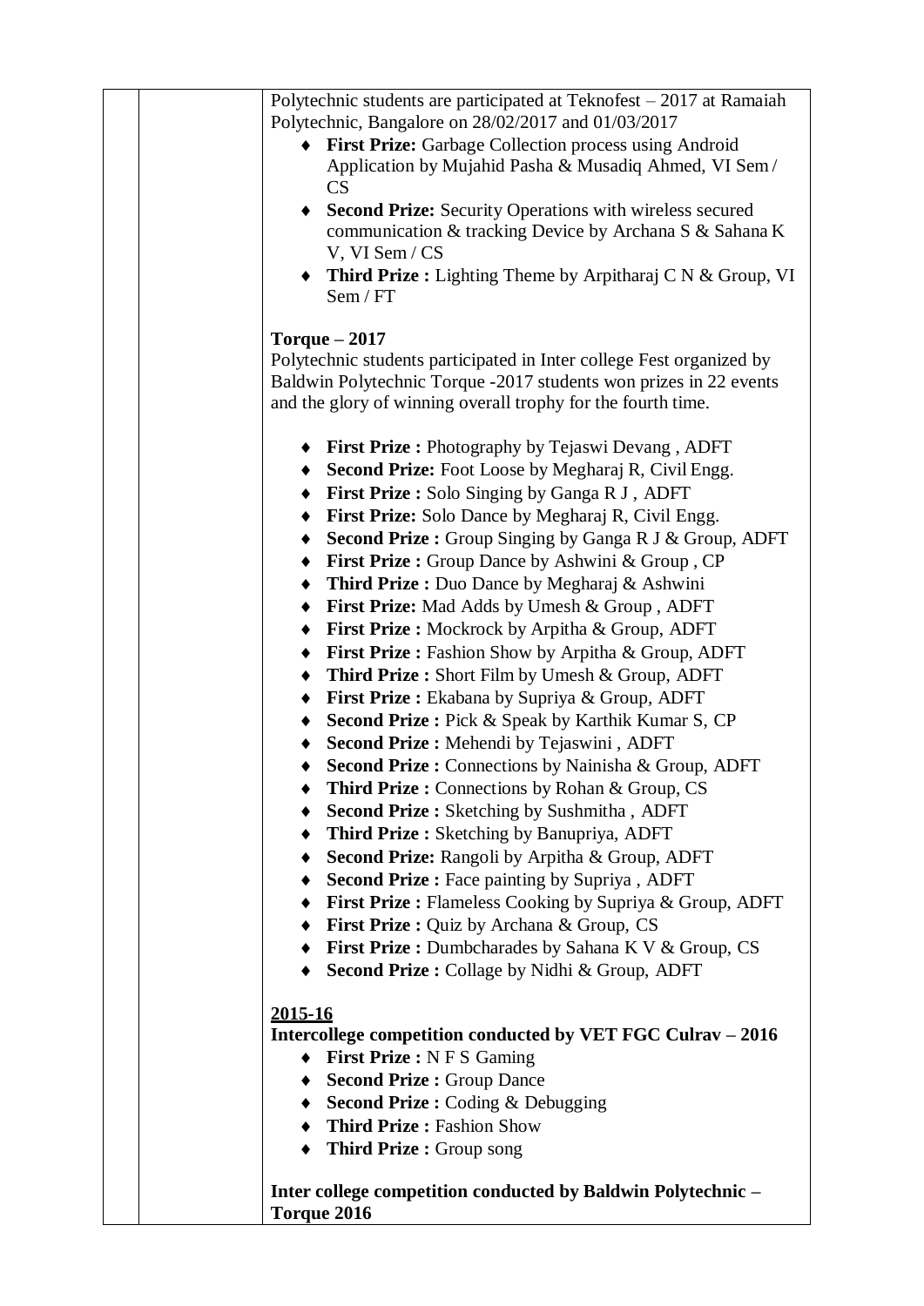| | | Polytechnic students are participated at Teknofest – 2017 at Ramaiah Polytechnic, Bangalore on 28/02/2017 and 01/03/2017<br>♦ **First Prize:** Garbage Collection process using Android Application by Mujahid Pasha & Musadiq Ahmed, VI Sem / CS<br>♦ **Second Prize:** Security Operations with wireless secured communication & tracking Device by Archana S & Sahana K V, VI Sem / CS<br>♦ **Third Prize :** Lighting Theme by Arpitharaj C N & Group, VI Sem / FT<br><br>**Torque – 2017**<br>Polytechnic students participated in Inter college Fest organized by Baldwin Polytechnic Torque -2017 students won prizes in 22 events and the glory of winning overall trophy for the fourth time.<br><br>♦ **First Prize :** Photography by Tejaswi Devang , ADFT<br>♦ **Second Prize:** Foot Loose by Megharaj R, Civil Engg.<br>♦ **First Prize :** Solo Singing by Ganga R J , ADFT<br>♦ **First Prize:** Solo Dance by Megharaj R, Civil Engg.<br>♦ **Second Prize :** Group Singing by Ganga R J & Group, ADFT<br>♦ **First Prize :** Group Dance by Ashwini & Group , CP<br>♦ **Third Prize :** Duo Dance by Megharaj & Ashwini<br>♦ **First Prize:** Mad Adds by Umesh & Group , ADFT<br>♦ **First Prize :** Mockrock by Arpitha & Group, ADFT<br>♦ **First Prize :** Fashion Show by Arpitha & Group, ADFT<br>♦ **Third Prize :** Short Film by Umesh & Group, ADFT<br>♦ **First Prize :** Ekabana by Supriya & Group, ADFT<br>♦ **Second Prize :** Pick & Speak by Karthik Kumar S, CP<br>♦ **Second Prize :** Mehendi by Tejaswini , ADFT<br>♦ **Second Prize :** Connections by Nainisha & Group, ADFT<br>♦ **Third Prize :** Connections by Rohan & Group, CS<br>♦ **Second Prize :** Sketching by Sushmitha , ADFT<br>♦ **Third Prize :** Sketching by Banupriya, ADFT<br>♦ **Second Prize:** Rangoli by Arpitha & Group, ADFT<br>♦ **Second Prize :** Face painting by Supriya , ADFT<br>♦ **First Prize :** Flameless Cooking by Supriya & Group, ADFT<br>♦ **First Prize :** Quiz by Archana & Group, CS<br>♦ **First Prize :** Dumbcharades by Sahana K V & Group, CS<br>♦ **Second Prize :** Collage by Nidhi & Group, ADFT<br><br>**<u>2015-16</u>**<br>**Intercollege competition conducted by VET FGC Culrav – 2016**<br>♦ **First Prize :** N F S Gaming<br>♦ **Second Prize :** Group Dance<br>♦ **Second Prize :** Coding & Debugging<br>♦ **Third Prize :** Fashion Show<br>♦ **Third Prize :** Group song<br><br>**Inter college competition conducted by Baldwin Polytechnic – Torque 2016** |
|---|---|---|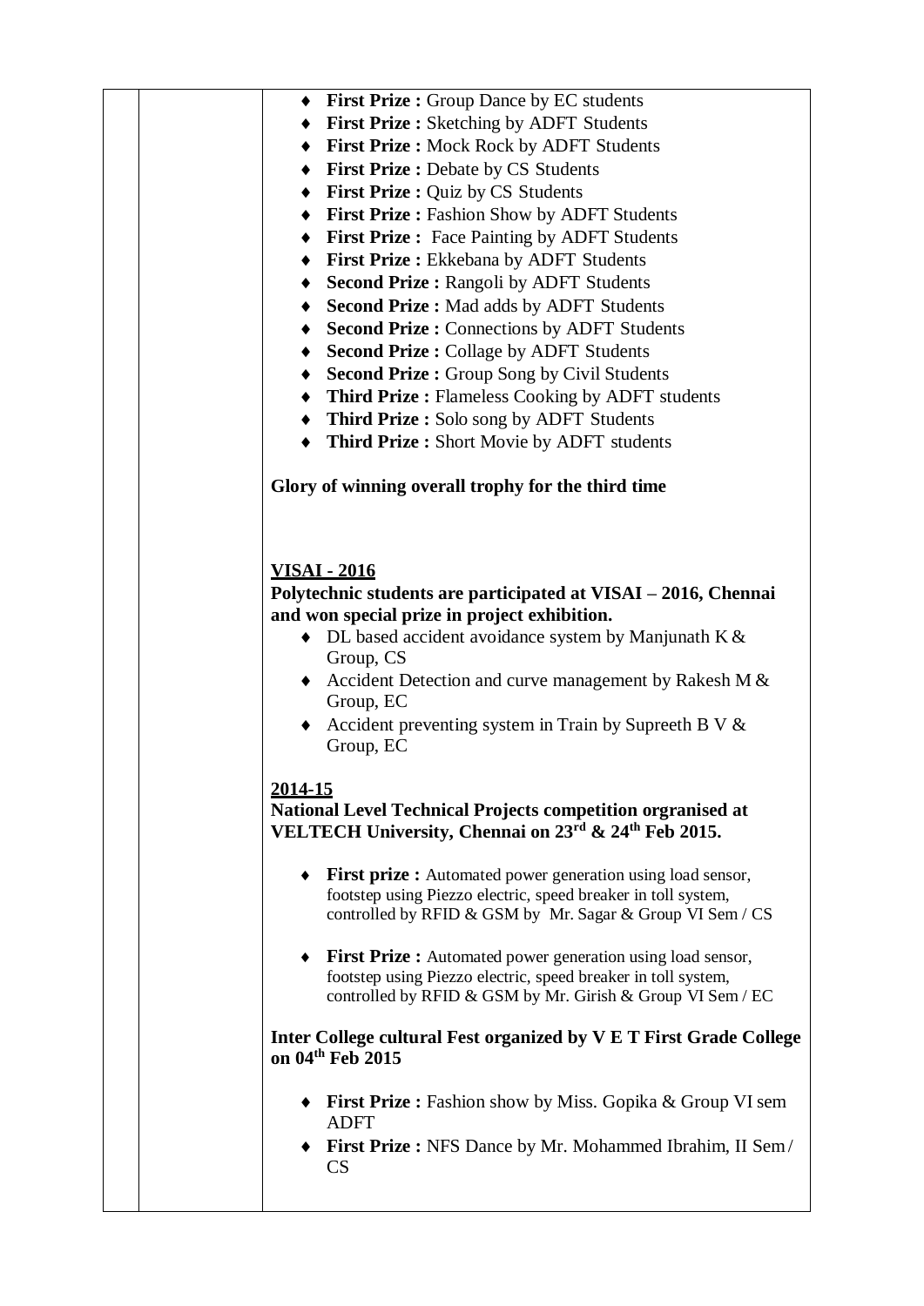| | | |
|---|---|---|
| | | - **First Prize :** Group Dance by EC students<br>- **First Prize :** Sketching by ADFT Students<br>- **First Prize :** Mock Rock by ADFT Students<br>- **First Prize :** Debate by CS Students<br>- **First Prize :** Quiz by CS Students<br>- **First Prize :** Fashion Show by ADFT Students<br>- **First Prize :** Face Painting by ADFT Students<br>- **First Prize :** Ekkebana by ADFT Students<br>- **Second Prize :** Rangoli by ADFT Students<br>- **Second Prize :** Mad adds by ADFT Students<br>- **Second Prize :** Connections by ADFT Students<br>- **Second Prize :** Collage by ADFT Students<br>- **Second Prize :** Group Song by Civil Students<br>- **Third Prize :** Flameless Cooking by ADFT students<br>- **Third Prize :** Solo song by ADFT Students<br>- **Third Prize :** Short Movie by ADFT students<br><br>**Glory of winning overall trophy for the third time**<br><br>**<u>VISAI - 2016</u>**<br>**Polytechnic students are participated at VISAI – 2016, Chennai and won special prize in project exhibition.**<br>- DL based accident avoidance system by Manjunath K & Group, CS<br>- Accident Detection and curve management by Rakesh M & Group, EC<br>- Accident preventing system in Train by Supreeth B V & Group, EC<br><br>**<u>2014-15</u>**<br>**National Level Technical Projects competition orrganised at VELTECH University, Chennai on 23rd & 24th Feb 2015.**<br>- **First prize :** Automated power generation using load sensor, footstep using Piezzo electric, speed breaker in toll system, controlled by RFID & GSM by Mr. Sagar & Group VI Sem / CS<br>- **First Prize :** Automated power generation using load sensor, footstep using Piezzo electric, speed breaker in toll system, controlled by RFID & GSM by Mr. Girish & Group VI Sem / EC<br><br>**Inter College cultural Fest organized by V E T First Grade College on 04th Feb 2015**<br>- **First Prize :** Fashion show by Miss. Gopika & Group VI sem ADFT<br>- **First Prize :** NFS Dance by Mr. Mohammed Ibrahim, II Sem / CS |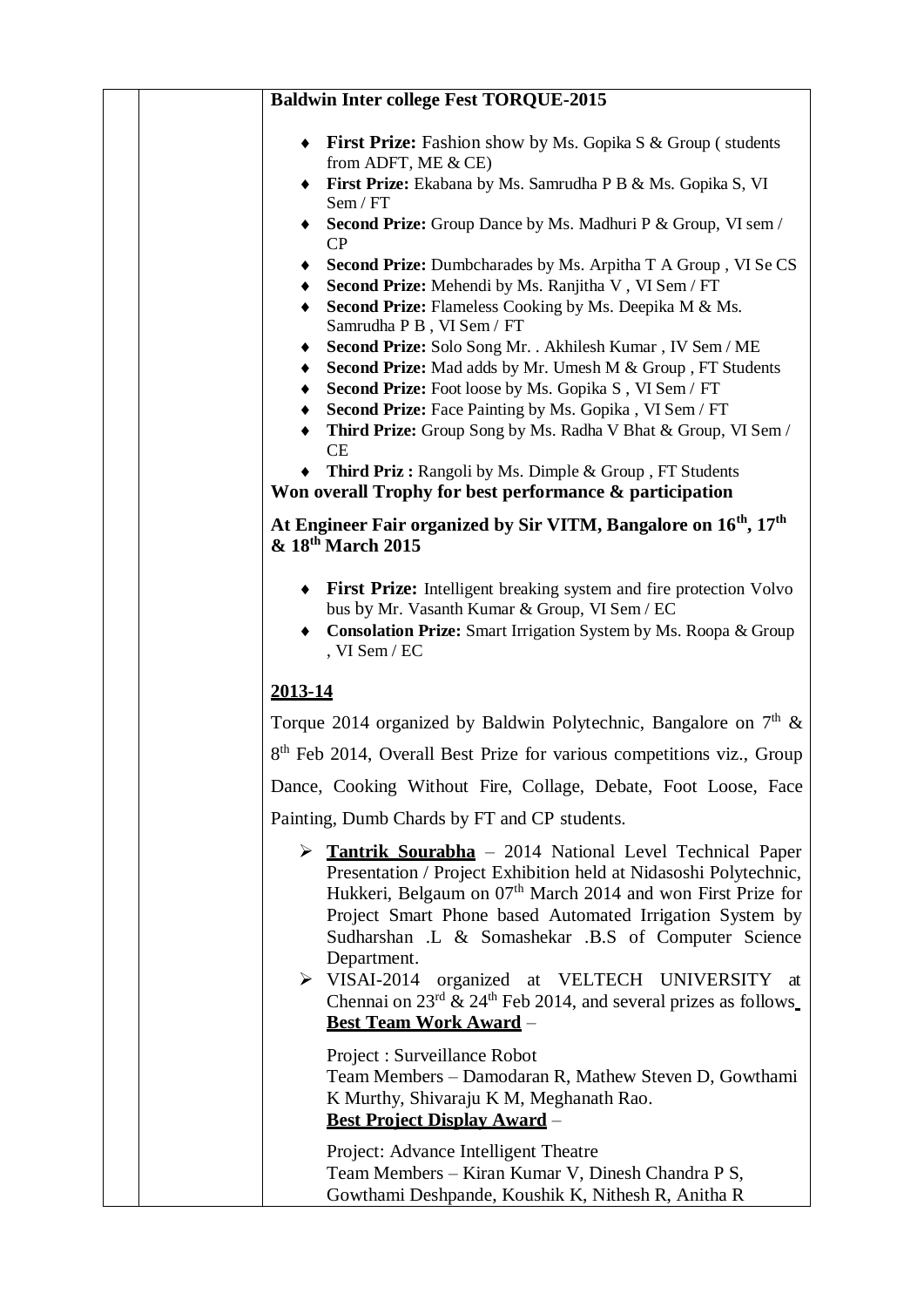| | | **Baldwin Inter college Fest TORQUE-2015**<br><br>♦ **First Prize:** Fashion show by Ms. Gopika S & Group ( students from ADFT, ME & CE)<br>♦ **First Prize:** Ekabana by Ms. Samrudha P B & Ms. Gopika S, VI Sem / FT<br>♦ **Second Prize:** Group Dance by Ms. Madhuri P & Group, VI sem / CP<br>♦ **Second Prize:** Dumbcharades by Ms. Arpitha T A Group , VI Se CS<br>♦ **Second Prize:** Mehendi by Ms. Ranjitha V , VI Sem / FT<br>♦ **Second Prize:** Flameless Cooking by Ms. Deepika M & Ms. Samrudha P B , VI Sem / FT<br>♦ **Second Prize:** Solo Song Mr. . Akhilesh Kumar , IV Sem / ME<br>♦ **Second Prize:** Mad adds by Mr. Umesh M & Group , FT Students<br>♦ **Second Prize:** Foot loose by Ms. Gopika S , VI Sem / FT<br>♦ **Second Prize:** Face Painting by Ms. Gopika , VI Sem / FT<br>♦ **Third Prize:** Group Song by Ms. Radha V Bhat & Group, VI Sem / CE<br>♦ **Third Priz :** Rangoli by Ms. Dimple & Group , FT Students<br>**Won overall Trophy for best performance & participation**<br><br>**At Engineer Fair organized by Sir VITM, Bangalore on 16th, 17th & 18th March 2015**<br><br>♦ **First Prize:** Intelligent breaking system and fire protection Volvo bus by Mr. Vasanth Kumar & Group, VI Sem / EC<br>♦ **Consolation Prize:** Smart Irrigation System by Ms. Roopa & Group , VI Sem / EC<br><br>**<u>2013-14</u>**<br><br>Torque 2014 organized by Baldwin Polytechnic, Bangalore on 7th & 8th Feb 2014, Overall Best Prize for various competitions viz., Group Dance, Cooking Without Fire, Collage, Debate, Foot Loose, Face Painting, Dumb Chards by FT and CP students.<br><br>➢ **<u>Tantrik Sourabha</u>** – 2014 National Level Technical Paper Presentation / Project Exhibition held at Nidasoshi Polytechnic, Hukkeri, Belgaum on 07th March 2014 and won First Prize for Project Smart Phone based Automated Irrigation System by Sudharshan .L & Somashekar .B.S of Computer Science Department.<br>➢ VISAI-2014 organized at VELTECH UNIVERSITY at Chennai on 23rd & 24th Feb 2014, and several prizes as follows<br>**<u>Best Team Work Award</u>** –<br><br>Project : Surveillance Robot<br>Team Members – Damodaran R, Mathew Steven D, Gowthami K Murthy, Shivaraju K M, Meghanath Rao.<br>**<u>Best Project Display Award</u>** –<br><br>Project: Advance Intelligent Theatre<br>Team Members – Kiran Kumar V, Dinesh Chandra P S, Gowthami Deshpande, Koushik K, Nithesh R, Anitha R |
|---|---|---|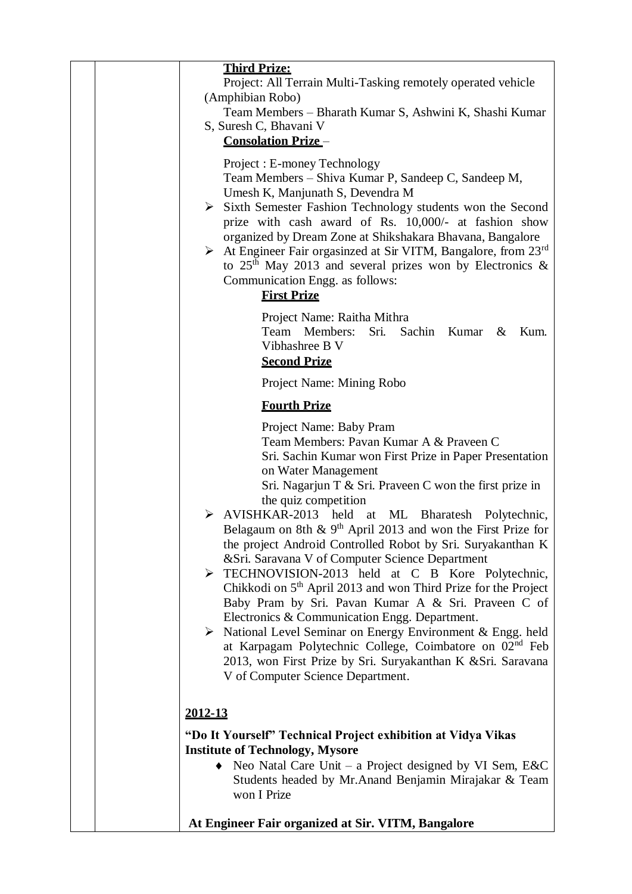| | | **Third Prize:**<br>Project: All Terrain Multi-Tasking remotely operated vehicle (Amphibian Robo)<br>Team Members – Bharath Kumar S, Ashwini K, Shashi Kumar S, Suresh C, Bhavani V<br>**Consolation Prize** –<br>Project : E-money Technology<br>Team Members – Shiva Kumar P, Sandeep C, Sandeep M, Umesh K, Manjunath S, Devendra M<br>➢ Sixth Semester Fashion Technology students won the Second prize with cash award of Rs. 10,000/- at fashion show organized by Dream Zone at Shikshakara Bhavana, Bangalore<br>➢ At Engineer Fair orgasinzed at Sir VITM, Bangalore, from 23rd to 25th May 2013 and several prizes won by Electronics & Communication Engg. as follows:<br>**First Prize**<br>Project Name: Raitha Mithra<br>Team Members: Sri. Sachin Kumar & Kum. Vibhashree B V<br>**Second Prize**<br>Project Name: Mining Robo<br>**Fourth Prize**<br>Project Name: Baby Pram<br>Team Members: Pavan Kumar A & Praveen C<br>Sri. Sachin Kumar won First Prize in Paper Presentation on Water Management<br>Sri. Nagarjun T & Sri. Praveen C won the first prize in the quiz competition<br>➢ AVISHKAR-2013 held at ML Bharatesh Polytechnic, Belagaum on 8th & 9th April 2013 and won the First Prize for the project Android Controlled Robot by Sri. Suryakanthan K &Sri. Saravana V of Computer Science Department<br>➢ TECHNOVISION-2013 held at C B Kore Polytechnic, Chikkodi on 5th April 2013 and won Third Prize for the Project Baby Pram by Sri. Pavan Kumar A & Sri. Praveen C of Electronics & Communication Engg. Department.<br>➢ National Level Seminar on Energy Environment & Engg. held at Karpagam Polytechnic College, Coimbatore on 02nd Feb 2013, won First Prize by Sri. Suryakanthan K &Sri. Saravana V of Computer Science Department.<br><br>**2012-13**<br>**"Do It Yourself" Technical Project exhibition at Vidya Vikas Institute of Technology, Mysore**<br>♦ Neo Natal Care Unit – a Project designed by VI Sem, E&C Students headed by Mr.Anand Benjamin Mirajakar & Team won I Prize<br><br>**At Engineer Fair organized at Sir. VITM, Bangalore** |
|---|---|---|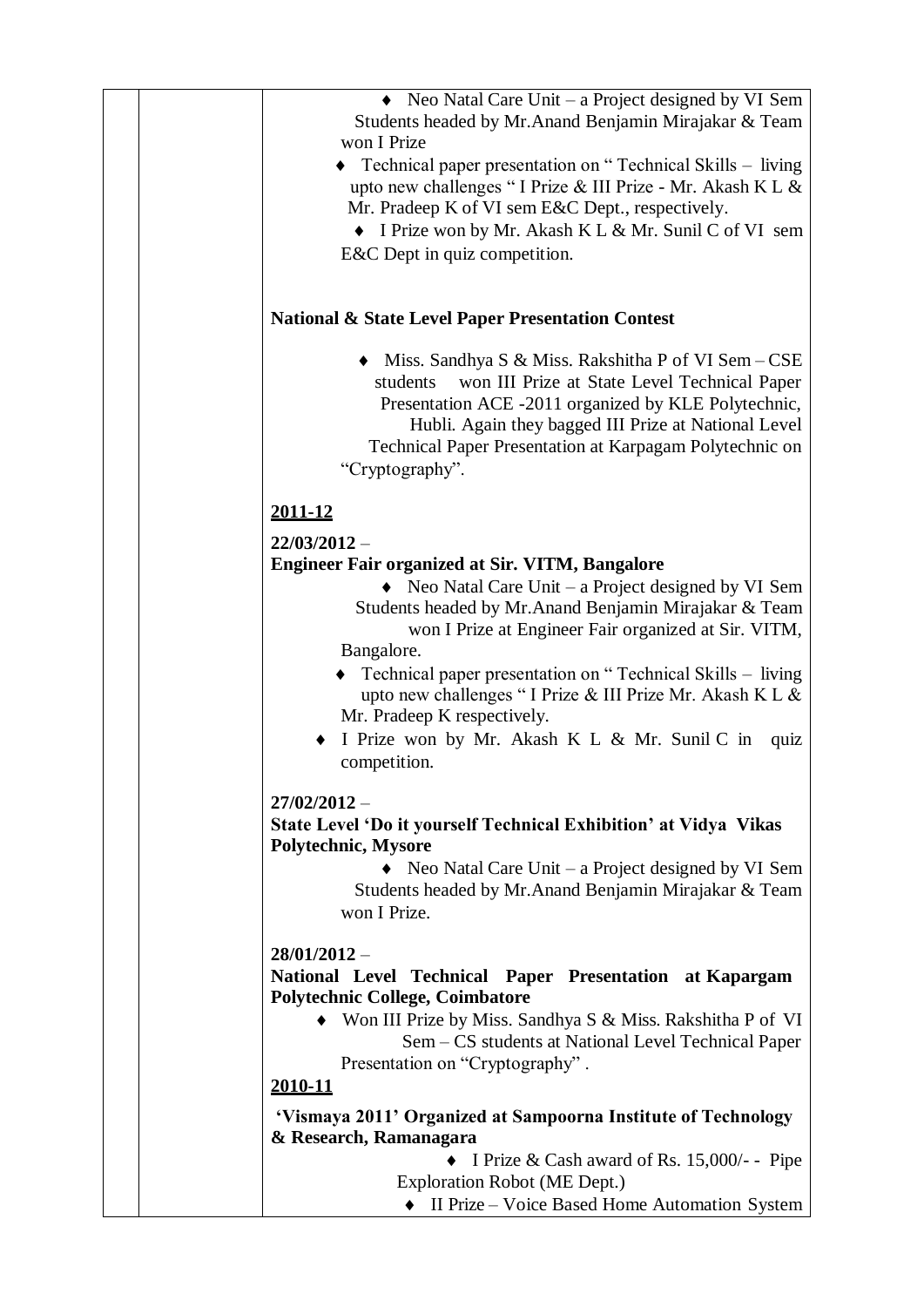|  |  |  |
|---|---|---|
|  |  | ♦ Neo Natal Care Unit – a Project designed by VI Sem Students headed by Mr.Anand Benjamin Mirajakar & Team won I Prize<br>♦ Technical paper presentation on " Technical Skills – living upto new challenges " I Prize & III Prize - Mr. Akash K L & Mr. Pradeep K of VI sem E&C Dept., respectively.<br>♦ I Prize won by Mr. Akash K L & Mr. Sunil C of VI sem E&C Dept in quiz competition.<br><br>**National & State Level Paper Presentation Contest**<br><br>♦ Miss. Sandhya S & Miss. Rakshitha P of VI Sem – CSE students won III Prize at State Level Technical Paper Presentation ACE -2011 organized by KLE Polytechnic, Hubli. Again they bagged III Prize at National Level Technical Paper Presentation at Karpagam Polytechnic on "Cryptography".<br><br>**<u>2011-12</u>**<br><br>**22/03/2012** –<br>**Engineer Fair organized at Sir. VITM, Bangalore**<br>♦ Neo Natal Care Unit – a Project designed by VI Sem Students headed by Mr.Anand Benjamin Mirajakar & Team won I Prize at Engineer Fair organized at Sir. VITM, Bangalore.<br>♦ Technical paper presentation on " Technical Skills – living upto new challenges " I Prize & III Prize Mr. Akash K L & Mr. Pradeep K respectively.<br>♦ I Prize won by Mr. Akash K L & Mr. Sunil C in quiz competition.<br><br>**27/02/2012** –<br>**State Level 'Do it yourself Technical Exhibition' at Vidya Vikas Polytechnic, Mysore**<br>♦ Neo Natal Care Unit – a Project designed by VI Sem Students headed by Mr.Anand Benjamin Mirajakar & Team won I Prize.<br><br>**28/01/2012** –<br>**National Level Technical Paper Presentation at Kapargam Polytechnic College, Coimbatore**<br>♦ Won III Prize by Miss. Sandhya S & Miss. Rakshitha P of VI Sem – CS students at National Level Technical Paper Presentation on "Cryptography" .<br><br>**<u>2010-11</u>**<br><br>**'Vismaya 2011' Organized at Sampoorna Institute of Technology & Research, Ramanagara**<br>♦ I Prize & Cash award of Rs. 15,000/- - Pipe Exploration Robot (ME Dept.)<br>♦ II Prize – Voice Based Home Automation System |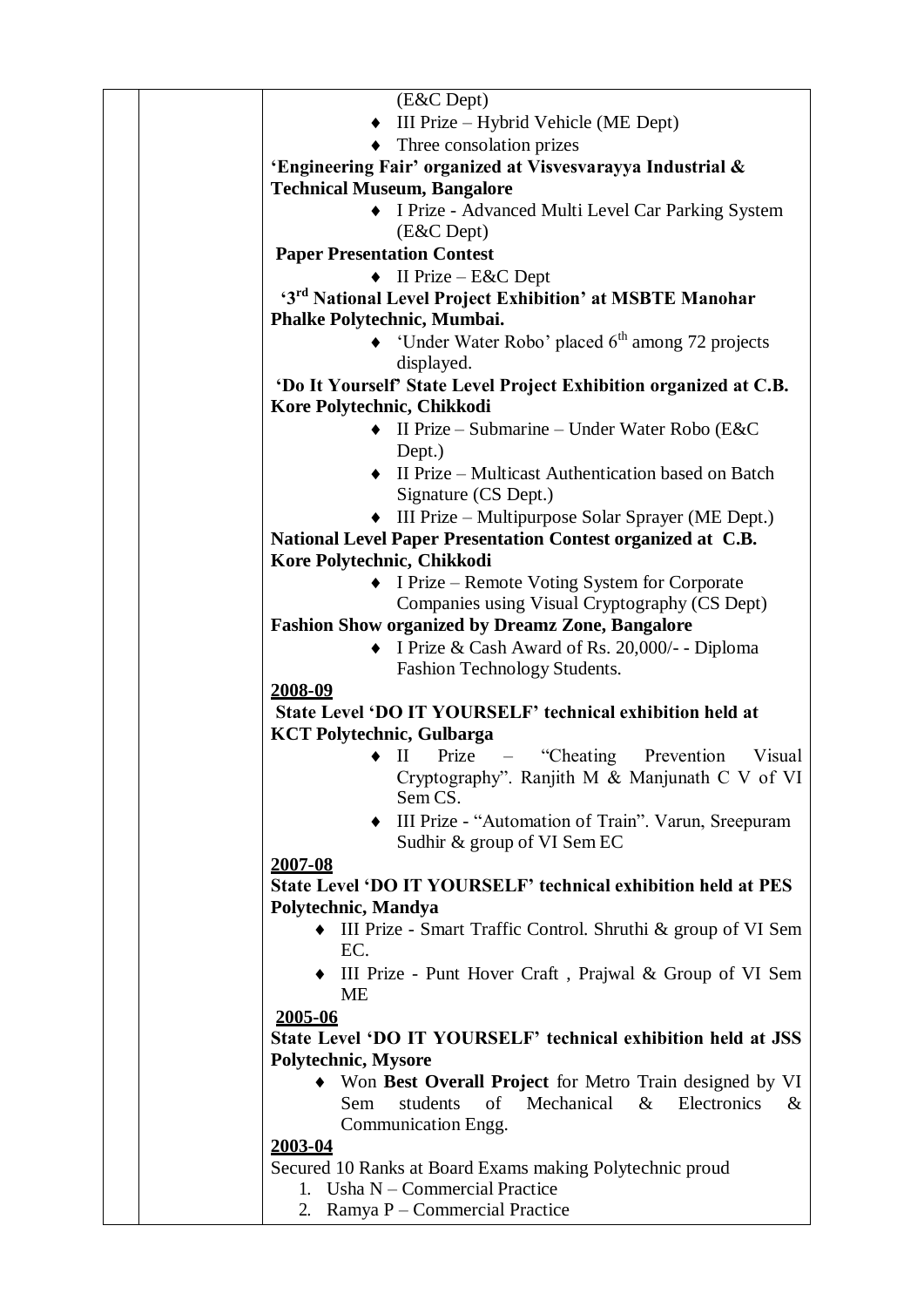(E&C Dept)

- III Prize – Hybrid Vehicle (ME Dept)
- Three consolation prizes

**'Engineering Fair' organized at Visvesvarayya Industrial & Technical Museum, Bangalore**

- I Prize - Advanced Multi Level Car Parking System (E&C Dept)

**Paper Presentation Contest**

- II Prize – E&C Dept

**'3rd National Level Project Exhibition' at MSBTE Manohar Phalke Polytechnic, Mumbai.**

- 'Under Water Robo' placed 6th among 72 projects displayed.

**'Do It Yourself' State Level Project Exhibition organized at C.B. Kore Polytechnic, Chikkodi**

- II Prize – Submarine – Under Water Robo (E&C Dept.)
- II Prize – Multicast Authentication based on Batch Signature (CS Dept.)
- III Prize – Multipurpose Solar Sprayer (ME Dept.)

**National Level Paper Presentation Contest organized at C.B. Kore Polytechnic, Chikkodi**

- I Prize – Remote Voting System for Corporate Companies using Visual Cryptography (CS Dept)

**Fashion Show organized by Dreamz Zone, Bangalore**

- I Prize & Cash Award of Rs. 20,000/- - Diploma Fashion Technology Students.

**2008-09**

**State Level 'DO IT YOURSELF' technical exhibition held at KCT Polytechnic, Gulbarga**

- II Prize – "Cheating Prevention Visual Cryptography". Ranjith M & Manjunath C V of VI Sem CS.
- III Prize - "Automation of Train". Varun, Sreepuram Sudhir & group of VI Sem EC

**2007-08**

**State Level 'DO IT YOURSELF' technical exhibition held at PES Polytechnic, Mandya**

- III Prize - Smart Traffic Control. Shruthi & group of VI Sem EC.
- III Prize - Punt Hover Craft , Prajwal & Group of VI Sem ME

**2005-06**

**State Level 'DO IT YOURSELF' technical exhibition held at JSS Polytechnic, Mysore**

- Won **Best Overall Project** for Metro Train designed by VI Sem students of Mechanical & Electronics & Communication Engg.

**2003-04**

Secured 10 Ranks at Board Exams making Polytechnic proud

1. Usha N – Commercial Practice
2. Ramya P – Commercial Practice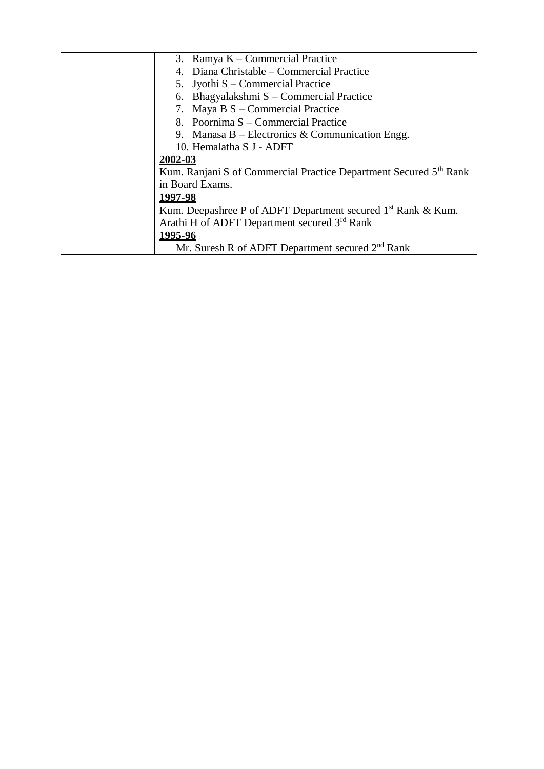| | | |
|---|---|---|
| | | 3. Ramya K – Commercial Practice<br>4. Diana Christable – Commercial Practice<br>5. Jyothi S – Commercial Practice<br>6. Bhagyalakshmi S – Commercial Practice<br>7. Maya B S – Commercial Practice<br>8. Poornima S – Commercial Practice<br>9. Manasa B – Electronics & Communication Engg.<br>10. Hemalatha S J - ADFT<br>**<u>2002-03</u>**<br>Kum. Ranjani S of Commercial Practice Department Secured 5th Rank in Board Exams.<br>**<u>1997-98</u>**<br>Kum. Deepashree P of ADFT Department secured 1st Rank & Kum. Arathi H of ADFT Department secured 3rd Rank<br>**<u>1995-96</u>**<br>Mr. Suresh R of ADFT Department secured 2nd Rank |